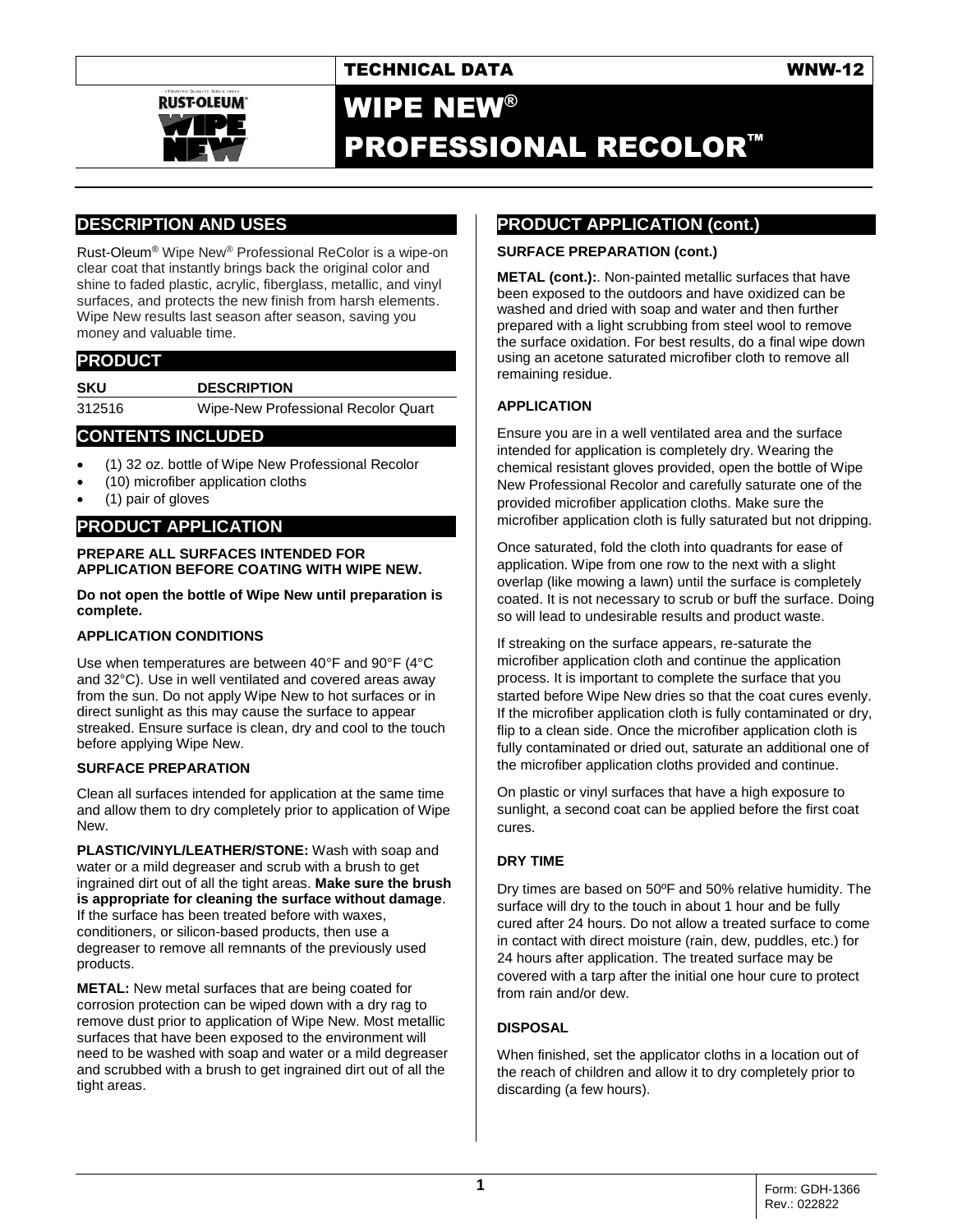TECHNICAL DATA WNW-12

# WIPE NEW®
# PROFESSIONAL RECOLOR™

## DESCRIPTION AND USES

Rust-Oleum® Wipe New® Professional ReColor is a wipe-on clear coat that instantly brings back the original color and shine to faded plastic, acrylic, fiberglass, metallic, and vinyl surfaces, and protects the new finish from harsh elements. Wipe New results last season after season, saving you money and valuable time.

## PRODUCT

| SKU | DESCRIPTION |
|---|---|
| 312516 | Wipe-New Professional Recolor Quart |

## CONTENTS INCLUDED

- (1) 32 oz. bottle of Wipe New Professional Recolor
- (10) microfiber application cloths
- (1) pair of gloves

## PRODUCT APPLICATION

**PREPARE ALL SURFACES INTENDED FOR APPLICATION BEFORE COATING WITH WIPE NEW.**

**Do not open the bottle of Wipe New until preparation is complete.**

### APPLICATION CONDITIONS

Use when temperatures are between 40°F and 90°F (4°C and 32°C). Use in well ventilated and covered areas away from the sun. Do not apply Wipe New to hot surfaces or in direct sunlight as this may cause the surface to appear streaked. Ensure surface is clean, dry and cool to the touch before applying Wipe New.

### SURFACE PREPARATION

Clean all surfaces intended for application at the same time and allow them to dry completely prior to application of Wipe New.

**PLASTIC/VINYL/LEATHER/STONE:** Wash with soap and water or a mild degreaser and scrub with a brush to get ingrained dirt out of all the tight areas. **Make sure the brush is appropriate for cleaning the surface without damage**. If the surface has been treated before with waxes, conditioners, or silicon-based products, then use a degreaser to remove all remnants of the previously used products.

**METAL:** New metal surfaces that are being coated for corrosion protection can be wiped down with a dry rag to remove dust prior to application of Wipe New. Most metallic surfaces that have been exposed to the environment will need to be washed with soap and water or a mild degreaser and scrubbed with a brush to get ingrained dirt out of all the tight areas.

## PRODUCT APPLICATION (cont.)

### SURFACE PREPARATION (cont.)

**METAL (cont.):**. Non-painted metallic surfaces that have been exposed to the outdoors and have oxidized can be washed and dried with soap and water and then further prepared with a light scrubbing from steel wool to remove the surface oxidation. For best results, do a final wipe down using an acetone saturated microfiber cloth to remove all remaining residue.

### APPLICATION

Ensure you are in a well ventilated area and the surface intended for application is completely dry. Wearing the chemical resistant gloves provided, open the bottle of Wipe New Professional Recolor and carefully saturate one of the provided microfiber application cloths. Make sure the microfiber application cloth is fully saturated but not dripping.

Once saturated, fold the cloth into quadrants for ease of application. Wipe from one row to the next with a slight overlap (like mowing a lawn) until the surface is completely coated. It is not necessary to scrub or buff the surface. Doing so will lead to undesirable results and product waste.

If streaking on the surface appears, re-saturate the microfiber application cloth and continue the application process. It is important to complete the surface that you started before Wipe New dries so that the coat cures evenly. If the microfiber application cloth is fully contaminated or dry, flip to a clean side. Once the microfiber application cloth is fully contaminated or dried out, saturate an additional one of the microfiber application cloths provided and continue.

On plastic or vinyl surfaces that have a high exposure to sunlight, a second coat can be applied before the first coat cures.

### DRY TIME

Dry times are based on 50ºF and 50% relative humidity. The surface will dry to the touch in about 1 hour and be fully cured after 24 hours. Do not allow a treated surface to come in contact with direct moisture (rain, dew, puddles, etc.) for 24 hours after application. The treated surface may be covered with a tarp after the initial one hour cure to protect from rain and/or dew.

### DISPOSAL

When finished, set the applicator cloths in a location out of the reach of children and allow it to dry completely prior to discarding (a few hours).

Form: GDH-1366
Rev.: 022822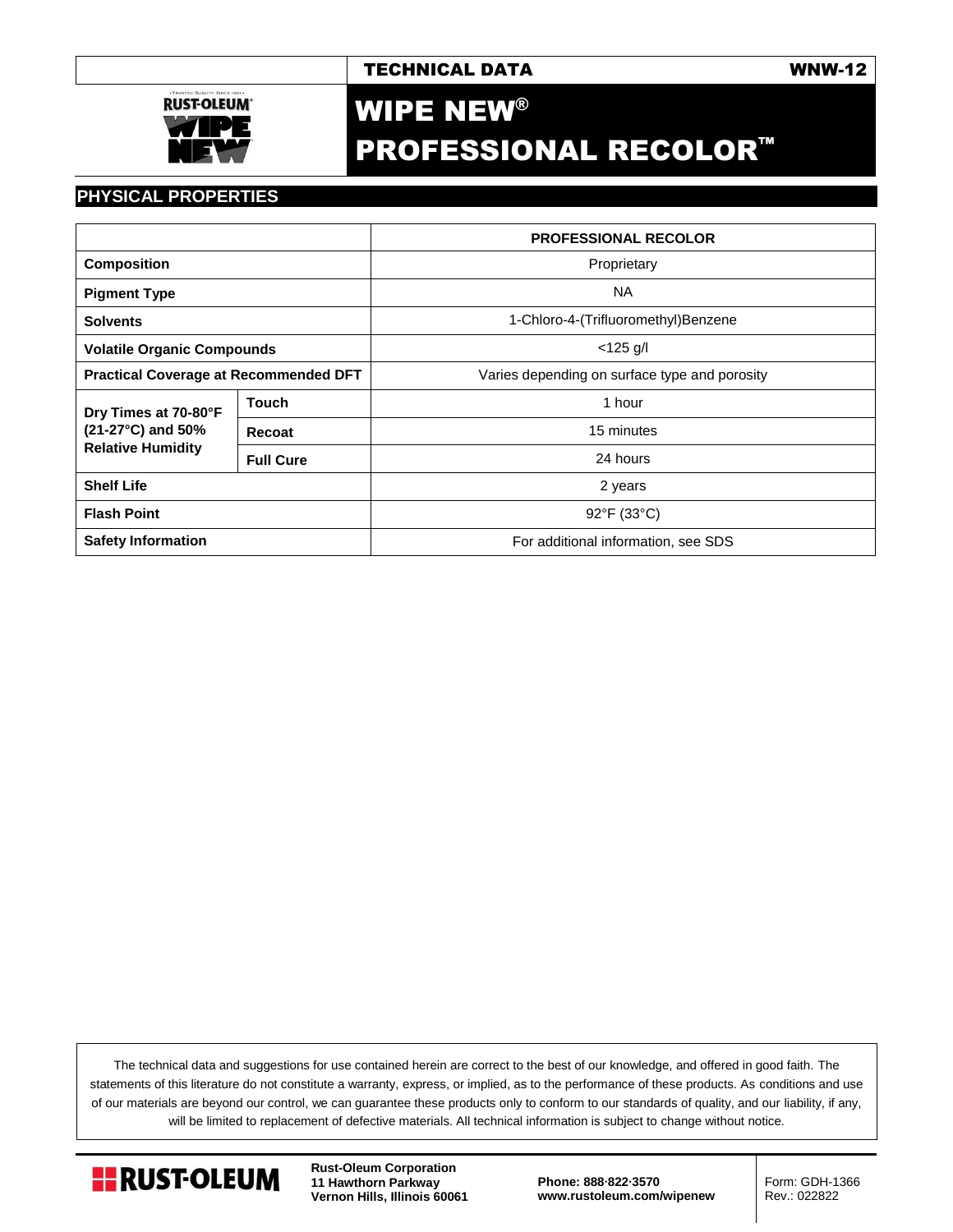TECHNICAL DATA WNW-12

# WIPE NEW®
# PROFESSIONAL RECOLOR™

## PHYSICAL PROPERTIES

| | | PROFESSIONAL RECOLOR |
|---|---|---|
| **Composition** | | Proprietary |
| **Pigment Type** | | NA |
| **Solvents** | | 1-Chloro-4-(Trifluoromethyl)Benzene |
| **Volatile Organic Compounds** | | <125 g/l |
| **Practical Coverage at Recommended DFT** | | Varies depending on surface type and porosity |
| **Dry Times at 70-80°F (21-27°C) and 50% Relative Humidity** | **Touch** | 1 hour |
| | **Recoat** | 15 minutes |
| | **Full Cure** | 24 hours |
| **Shelf Life** | | 2 years |
| **Flash Point** | | 92°F (33°C) |
| **Safety Information** | | For additional information, see SDS |

The technical data and suggestions for use contained herein are correct to the best of our knowledge, and offered in good faith. The statements of this literature do not constitute a warranty, express, or implied, as to the performance of these products. As conditions and use of our materials are beyond our control, we can guarantee these products only to conform to our standards of quality, and our liability, if any, will be limited to replacement of defective materials. All technical information is subject to change without notice.

**Rust-Oleum Corporation**
**11 Hawthorn Parkway**
**Vernon Hills, Illinois 60061**

**Phone: 888·822·3570**
**www.rustoleum.com/wipenew**

Form: GDH-1366
Rev.: 022822